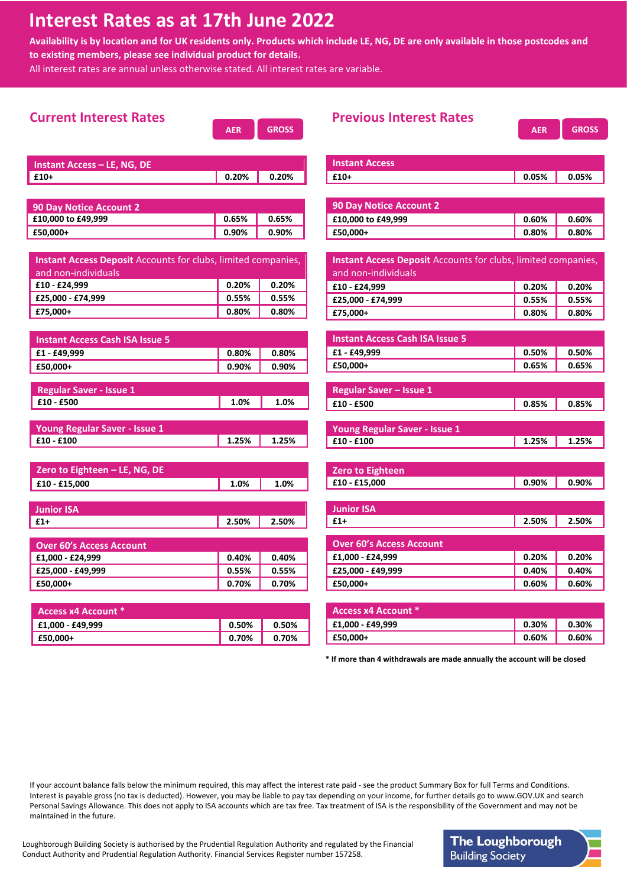# Interest Rates as at 17th June 2022

**Availability is by location and for UK residents only. Products which include LE, NG, DE are only available in those postcodes and to existing members, please see individual product for details.**

All interest rates are annual unless otherwise stated. All interest rates are variable.

## Current Interest Rates

| Instant Access – LE, NG, DE | AER | GROSS |
|---|---|---|
| £10+ | 0.20% | 0.20% |

| 90 Day Notice Account 2 | AER | GROSS |
|---|---|---|
| £10,000 to £49,999 | 0.65% | 0.65% |
| £50,000+ | 0.90% | 0.90% |

| **Instant Access Deposit** Accounts for clubs, limited companies, and non-individuals | AER | GROSS |
|---|---|---|
| £10 - £24,999 | 0.20% | 0.20% |
| £25,000 - £74,999 | 0.55% | 0.55% |
| £75,000+ | 0.80% | 0.80% |

| Instant Access Cash ISA Issue 5 | AER | GROSS |
|---|---|---|
| £1 - £49,999 | 0.80% | 0.80% |
| £50,000+ | 0.90% | 0.90% |

| Regular Saver - Issue 1 | AER | GROSS |
|---|---|---|
| £10 - £500 | 1.0% | 1.0% |

| Young Regular Saver - Issue 1 | AER | GROSS |
|---|---|---|
| £10 - £100 | 1.25% | 1.25% |

| Zero to Eighteen – LE, NG, DE | AER | GROSS |
|---|---|---|
| £10 - £15,000 | 1.0% | 1.0% |

| Junior ISA | AER | GROSS |
|---|---|---|
| £1+ | 2.50% | 2.50% |

| Over 60's Access Account | AER | GROSS |
|---|---|---|
| £1,000 - £24,999 | 0.40% | 0.40% |
| £25,000 - £49,999 | 0.55% | 0.55% |
| £50,000+ | 0.70% | 0.70% |

| Access x4 Account * | AER | GROSS |
|---|---|---|
| £1,000 - £49,999 | 0.50% | 0.50% |
| £50,000+ | 0.70% | 0.70% |

## Previous Interest Rates

| Instant Access | AER | GROSS |
|---|---|---|
| £10+ | 0.05% | 0.05% |

| 90 Day Notice Account 2 | AER | GROSS |
|---|---|---|
| £10,000 to £49,999 | 0.60% | 0.60% |
| £50,000+ | 0.80% | 0.80% |

| **Instant Access Deposit** Accounts for clubs, limited companies, and non-individuals | AER | GROSS |
|---|---|---|
| £10 - £24,999 | 0.20% | 0.20% |
| £25,000 - £74,999 | 0.55% | 0.55% |
| £75,000+ | 0.80% | 0.80% |

| Instant Access Cash ISA Issue 5 | AER | GROSS |
|---|---|---|
| £1 - £49,999 | 0.50% | 0.50% |
| £50,000+ | 0.65% | 0.65% |

| Regular Saver – Issue 1 | AER | GROSS |
|---|---|---|
| £10 - £500 | 0.85% | 0.85% |

| Young Regular Saver - Issue 1 | AER | GROSS |
|---|---|---|
| £10 - £100 | 1.25% | 1.25% |

| Zero to Eighteen | AER | GROSS |
|---|---|---|
| £10 - £15,000 | 0.90% | 0.90% |

| Junior ISA | AER | GROSS |
|---|---|---|
| £1+ | 2.50% | 2.50% |

| Over 60's Access Account | AER | GROSS |
|---|---|---|
| £1,000 - £24,999 | 0.20% | 0.20% |
| £25,000 - £49,999 | 0.40% | 0.40% |
| £50,000+ | 0.60% | 0.60% |

| Access x4 Account * | AER | GROSS |
|---|---|---|
| £1,000 - £49,999 | 0.30% | 0.30% |
| £50,000+ | 0.60% | 0.60% |

**\* If more than 4 withdrawals are made annually the account will be closed**

If your account balance falls below the minimum required, this may affect the interest rate paid - see the product Summary Box for full Terms and Conditions. Interest is payable gross (no tax is deducted). However, you may be liable to pay tax depending on your income, for further details go to www.GOV.UK and search Personal Savings Allowance. This does not apply to ISA accounts which are tax free. Tax treatment of ISA is the responsibility of the Government and may not be maintained in the future.

Loughborough Building Society is authorised by the Prudential Regulation Authority and regulated by the Financial Conduct Authority and Prudential Regulation Authority. Financial Services Register number 157258.

The Loughborough Building Society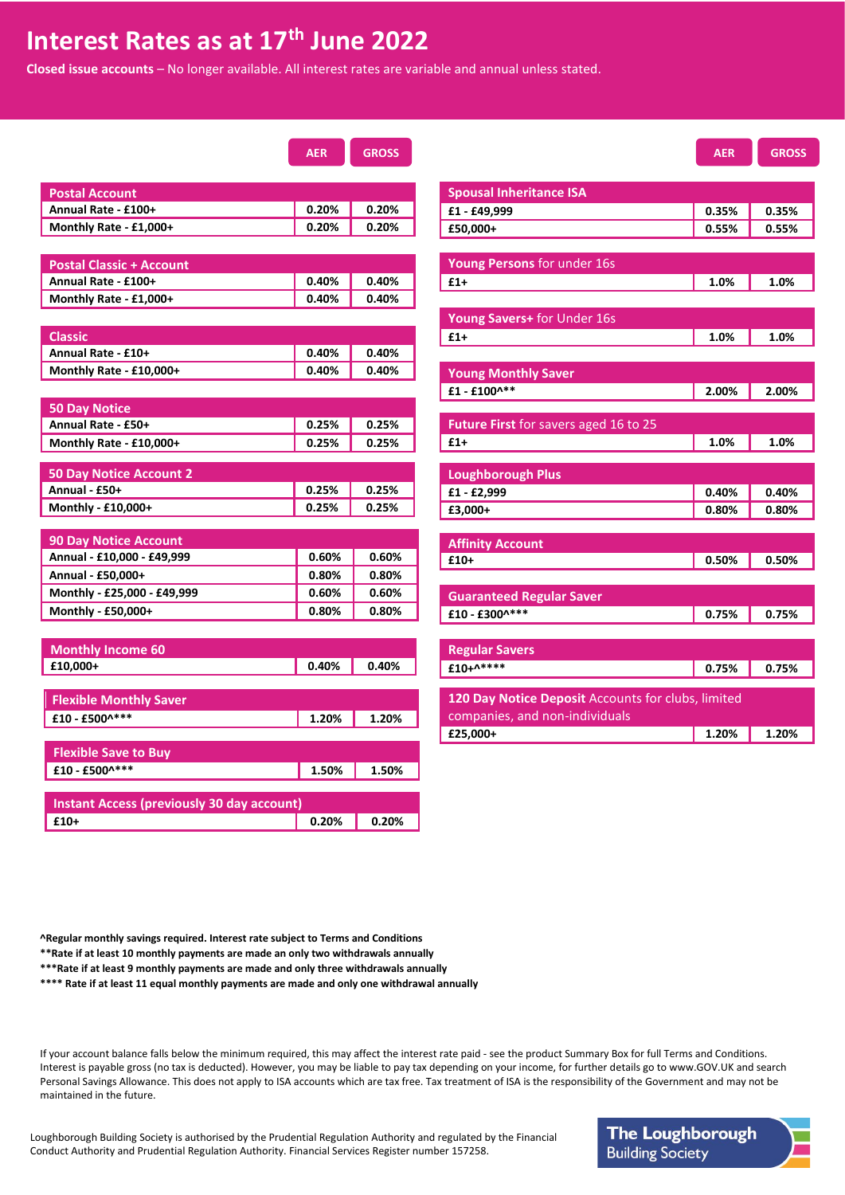# Interest Rates as at 17th June 2022

**Closed issue accounts** – No longer available. All interest rates are variable and annual unless stated.

| Postal Account | AER | GROSS |
|---|---|---|
| Annual Rate - £100+ | 0.20% | 0.20% |
| Monthly Rate - £1,000+ | 0.20% | 0.20% |

| Postal Classic + Account | AER | GROSS |
|---|---|---|
| Annual Rate - £100+ | 0.40% | 0.40% |
| Monthly Rate - £1,000+ | 0.40% | 0.40% |

| Classic | AER | GROSS |
|---|---|---|
| Annual Rate - £10+ | 0.40% | 0.40% |
| Monthly Rate - £10,000+ | 0.40% | 0.40% |

| 50 Day Notice | AER | GROSS |
|---|---|---|
| Annual Rate - £50+ | 0.25% | 0.25% |
| Monthly Rate - £10,000+ | 0.25% | 0.25% |

| 50 Day Notice Account 2 | AER | GROSS |
|---|---|---|
| Annual - £50+ | 0.25% | 0.25% |
| Monthly - £10,000+ | 0.25% | 0.25% |

| 90 Day Notice Account | AER | GROSS |
|---|---|---|
| Annual - £10,000 - £49,999 | 0.60% | 0.60% |
| Annual - £50,000+ | 0.80% | 0.80% |
| Monthly - £25,000 - £49,999 | 0.60% | 0.60% |
| Monthly - £50,000+ | 0.80% | 0.80% |

| Monthly Income 60 | AER | GROSS |
|---|---|---|
| £10,000+ | 0.40% | 0.40% |

| Flexible Monthly Saver | AER | GROSS |
|---|---|---|
| £10 - £500^*** | 1.20% | 1.20% |

| Flexible Save to Buy | AER | GROSS |
|---|---|---|
| £10 - £500^*** | 1.50% | 1.50% |

| Instant Access (previously 30 day account) | AER | GROSS |
|---|---|---|
| £10+ | 0.20% | 0.20% |

| Spousal Inheritance ISA | AER | GROSS |
|---|---|---|
| £1 - £49,999 | 0.35% | 0.35% |
| £50,000+ | 0.55% | 0.55% |

| Young Persons for under 16s | AER | GROSS |
|---|---|---|
| £1+ | 1.0% | 1.0% |

| Young Savers+ for Under 16s | AER | GROSS |
|---|---|---|
| £1+ | 1.0% | 1.0% |

| Young Monthly Saver | AER | GROSS |
|---|---|---|
| £1 - £100^** | 2.00% | 2.00% |

| Future First for savers aged 16 to 25 | AER | GROSS |
|---|---|---|
| £1+ | 1.0% | 1.0% |

| Loughborough Plus | AER | GROSS |
|---|---|---|
| £1 - £2,999 | 0.40% | 0.40% |
| £3,000+ | 0.80% | 0.80% |

| Affinity Account | AER | GROSS |
|---|---|---|
| £10+ | 0.50% | 0.50% |

| Guaranteed Regular Saver | AER | GROSS |
|---|---|---|
| £10 - £300^*** | 0.75% | 0.75% |

| Regular Savers | AER | GROSS |
|---|---|---|
| £10+^**** | 0.75% | 0.75% |

| 120 Day Notice Deposit Accounts for clubs, limited companies, and non-individuals | AER | GROSS |
|---|---|---|
| £25,000+ | 1.20% | 1.20% |

**^Regular monthly savings required. Interest rate subject to Terms and Conditions**
**\*\*Rate if at least 10 monthly payments are made an only two withdrawals annually**
**\*\*\*Rate if at least 9 monthly payments are made and only three withdrawals annually**
**\*\*\*\* Rate if at least 11 equal monthly payments are made and only one withdrawal annually**

If your account balance falls below the minimum required, this may affect the interest rate paid - see the product Summary Box for full Terms and Conditions. Interest is payable gross (no tax is deducted). However, you may be liable to pay tax depending on your income, for further details go to www.GOV.UK and search Personal Savings Allowance. This does not apply to ISA accounts which are tax free. Tax treatment of ISA is the responsibility of the Government and may not be maintained in the future.

Loughborough Building Society is authorised by the Prudential Regulation Authority and regulated by the Financial Conduct Authority and Prudential Regulation Authority. Financial Services Register number 157258.

The Loughborough Building Society